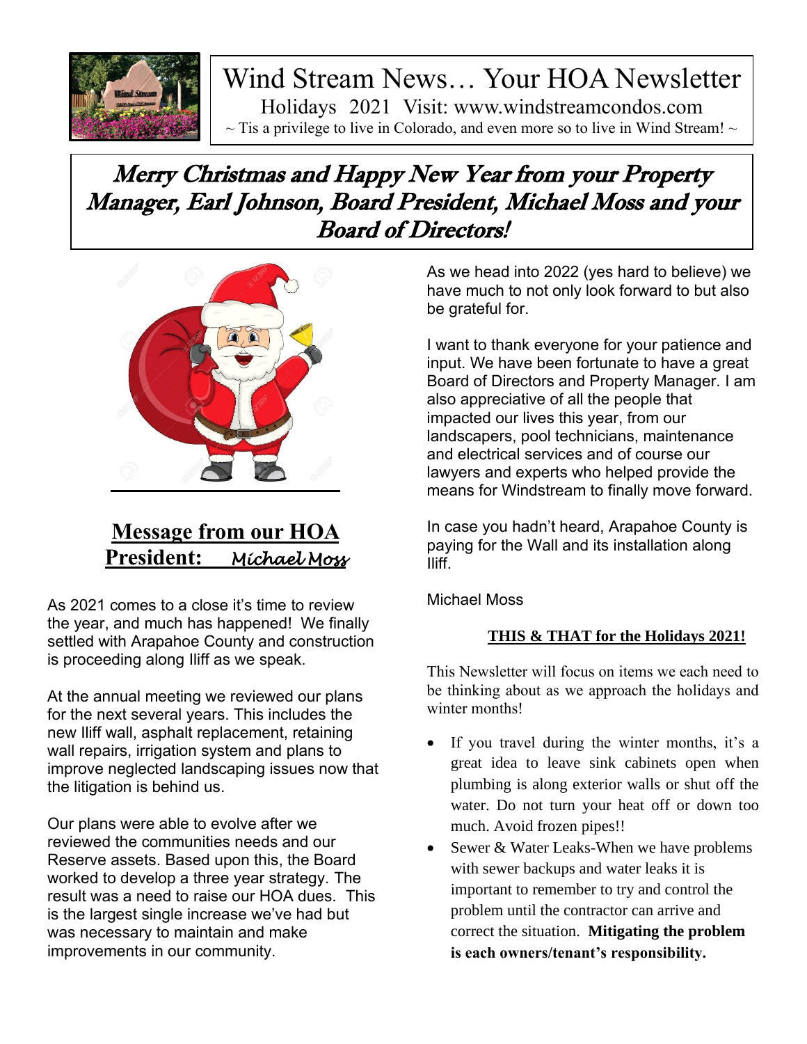# Wind Stream News… Your HOA Newsletter

Holidays 2021 Visit: www.windstreamcondos.com

~ Tis a privilege to live in Colorado, and even more so to live in Wind Stream! ~

## *Merry Christmas and Happy New Year from your Property Manager, Earl Johnson, Board President, Michael Moss and your Board of Directors!*

## Message from our HOA President: *Michael Moss*

As 2021 comes to a close it's time to review the year, and much has happened! We finally settled with Arapahoe County and construction is proceeding along Iliff as we speak.

At the annual meeting we reviewed our plans for the next several years. This includes the new Iliff wall, asphalt replacement, retaining wall repairs, irrigation system and plans to improve neglected landscaping issues now that the litigation is behind us.

Our plans were able to evolve after we reviewed the communities needs and our Reserve assets. Based upon this, the Board worked to develop a three year strategy. The result was a need to raise our HOA dues. This is the largest single increase we've had but was necessary to maintain and make improvements in our community.

As we head into 2022 (yes hard to believe) we have much to not only look forward to but also be grateful for.

I want to thank everyone for your patience and input. We have been fortunate to have a great Board of Directors and Property Manager. I am also appreciative of all the people that impacted our lives this year, from our landscapers, pool technicians, maintenance and electrical services and of course our lawyers and experts who helped provide the means for Windstream to finally move forward.

In case you hadn't heard, Arapahoe County is paying for the Wall and its installation along Iliff.

Michael Moss

### THIS & THAT for the Holidays 2021!

This Newsletter will focus on items we each need to be thinking about as we approach the holidays and winter months!

- If you travel during the winter months, it's a great idea to leave sink cabinets open when plumbing is along exterior walls or shut off the water. Do not turn your heat off or down too much. Avoid frozen pipes!!
- Sewer & Water Leaks-When we have problems with sewer backups and water leaks it is important to remember to try and control the problem until the contractor can arrive and correct the situation. **Mitigating the problem is each owners/tenant's responsibility.**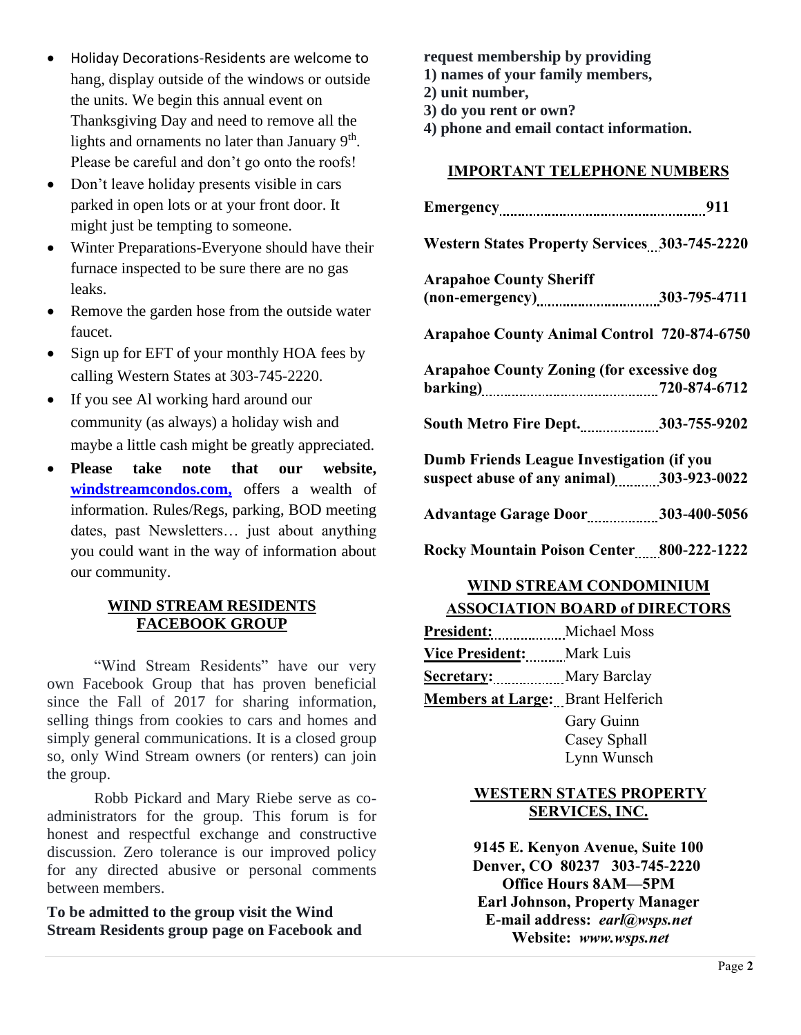- Holiday Decorations-Residents are welcome to hang, display outside of the windows or outside the units. We begin this annual event on Thanksgiving Day and need to remove all the lights and ornaments no later than January 9th. Please be careful and don't go onto the roofs!
- Don't leave holiday presents visible in cars parked in open lots or at your front door. It might just be tempting to someone.
- Winter Preparations-Everyone should have their furnace inspected to be sure there are no gas leaks.
- Remove the garden hose from the outside water faucet.
- Sign up for EFT of your monthly HOA fees by calling Western States at 303-745-2220.
- If you see Al working hard around our community (as always) a holiday wish and maybe a little cash might be greatly appreciated.
- **Please take note that our website, [windstreamcondos.com,](windstreamcondos.com)** offers a wealth of information. Rules/Regs, parking, BOD meeting dates, past Newsletters… just about anything you could want in the way of information about our community.

## WIND STREAM RESIDENTS FACEBOOK GROUP

"Wind Stream Residents" have our very own Facebook Group that has proven beneficial since the Fall of 2017 for sharing information, selling things from cookies to cars and homes and simply general communications. It is a closed group so, only Wind Stream owners (or renters) can join the group.

Robb Pickard and Mary Riebe serve as co-administrators for the group. This forum is for honest and respectful exchange and constructive discussion. Zero tolerance is our improved policy for any directed abusive or personal comments between members.

**To be admitted to the group visit the Wind Stream Residents group page on Facebook and request membership by providing**
**1) names of your family members,**
**2) unit number,**
**3) do you rent or own?**
**4) phone and email contact information.**

## IMPORTANT TELEPHONE NUMBERS

**Emergency** ........ **911**

**Western States Property Services** ... **303-745-2220**

**Arapahoe County Sheriff (non-emergency)** ........ **303-795-4711**

**Arapahoe County Animal Control 720-874-6750**

**Arapahoe County Zoning (for excessive dog barking)** ........ **720-874-6712**

**South Metro Fire Dept.** ........ **303-755-9202**

**Dumb Friends League Investigation (if you suspect abuse of any animal)** ........ **303-923-0022**

**Advantage Garage Door** ........ **303-400-5056**

**Rocky Mountain Poison Center** ..... **800-222-1222**

## WIND STREAM CONDOMINIUM ASSOCIATION BOARD of DIRECTORS

**President:** ........ Michael Moss
**Vice President:** ........ Mark Luis
**Secretary:** ........ Mary Barclay
**Members at Large:** Brant Helferich
Gary Guinn
Casey Sphall
Lynn Wunsch

## WESTERN STATES PROPERTY SERVICES, INC.

**9145 E. Kenyon Avenue, Suite 100**
**Denver, CO 80237 303-745-2220**
**Office Hours 8AM—5PM**
**Earl Johnson, Property Manager**
**E-mail address:** ***earl@wsps.net***
**Website:** ***www.wsps.net***